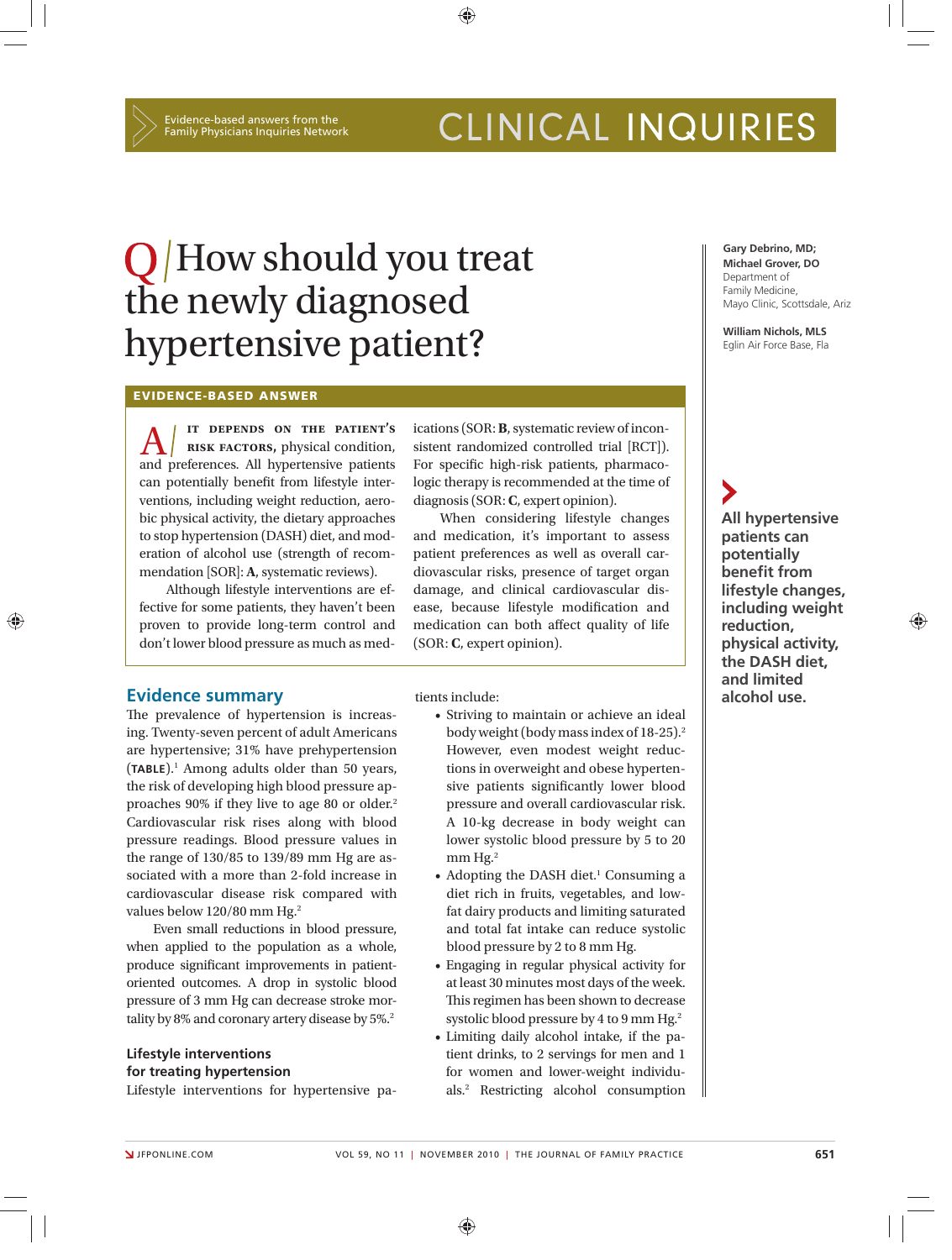CLINICAL INQUIRIES

Evidence-based answers from the Family Physicians Inquiries Network

# Q/ How should you treat the newly diagnosed hypertensive patient?

**Gary Debrino, MD; Michael Grover, DO**
Department of Family Medicine, Mayo Clinic, Scottsdale, Ariz

**William Nichols, MLS**
Eglin Air Force Base, Fla

## EVIDENCE-BASED ANSWER

**A/ IT DEPENDS ON THE PATIENT'S RISK FACTORS,** physical condition, and preferences. All hypertensive patients can potentially benefit from lifestyle interventions, including weight reduction, aerobic physical activity, the dietary approaches to stop hypertension (DASH) diet, and moderation of alcohol use (strength of recommendation [SOR]: **A**, systematic reviews).

Although lifestyle interventions are effective for some patients, they haven't been proven to provide long-term control and don't lower blood pressure as much as medications (SOR: **B**, systematic review of inconsistent randomized controlled trial [RCT]). For specific high-risk patients, pharmacologic therapy is recommended at the time of diagnosis (SOR: **C**, expert opinion).

When considering lifestyle changes and medication, it's important to assess patient preferences as well as overall cardiovascular risks, presence of target organ damage, and clinical cardiovascular disease, because lifestyle modification and medication can both affect quality of life (SOR: **C**, expert opinion).

## Evidence summary

The prevalence of hypertension is increasing. Twenty-seven percent of adult Americans are hypertensive; 31% have prehypertension (**TABLE**).[1] Among adults older than 50 years, the risk of developing high blood pressure approaches 90% if they live to age 80 or older.[2] Cardiovascular risk rises along with blood pressure readings. Blood pressure values in the range of 130/85 to 139/89 mm Hg are associated with a more than 2-fold increase in cardiovascular disease risk compared with values below 120/80 mm Hg.[2]

Even small reductions in blood pressure, when applied to the population as a whole, produce significant improvements in patient-oriented outcomes. A drop in systolic blood pressure of 3 mm Hg can decrease stroke mortality by 8% and coronary artery disease by 5%.[2]

### Lifestyle interventions for treating hypertension

Lifestyle interventions for hypertensive patients include:

- Striving to maintain or achieve an ideal body weight (body mass index of 18-25).[2] However, even modest weight reductions in overweight and obese hypertensive patients significantly lower blood pressure and overall cardiovascular risk. A 10-kg decrease in body weight can lower systolic blood pressure by 5 to 20 mm Hg.[2]
- Adopting the DASH diet.[1] Consuming a diet rich in fruits, vegetables, and low-fat dairy products and limiting saturated and total fat intake can reduce systolic blood pressure by 2 to 8 mm Hg.
- Engaging in regular physical activity for at least 30 minutes most days of the week. This regimen has been shown to decrease systolic blood pressure by 4 to 9 mm Hg.[2]
- Limiting daily alcohol intake, if the patient drinks, to 2 servings for men and 1 for women and lower-weight individuals.[2] Restricting alcohol consumption

**All hypertensive patients can potentially benefit from lifestyle changes, including weight reduction, physical activity, the DASH diet, and limited alcohol use.**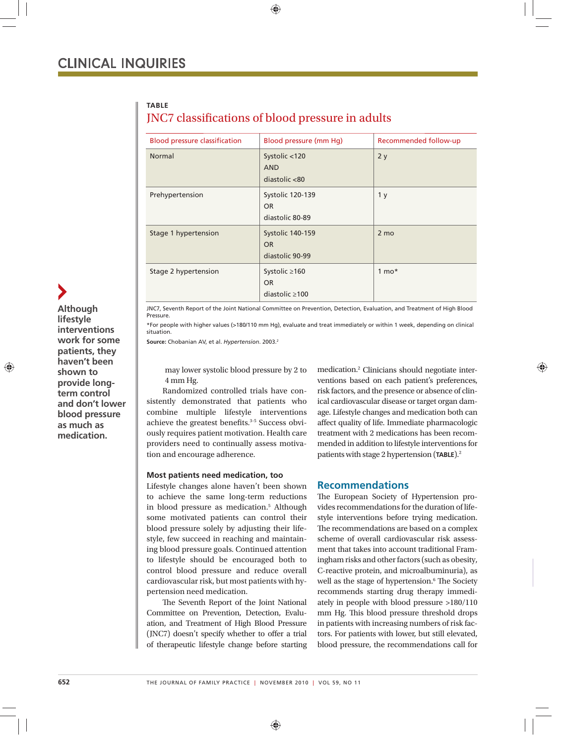**TABLE**

## JNC7 classifications of blood pressure in adults

| Blood pressure classification | Blood pressure (mm Hg) | Recommended follow-up |
|---|---|---|
| Normal | Systolic <120 AND diastolic <80 | 2 y |
| Prehypertension | Systolic 120-139 OR diastolic 80-89 | 1 y |
| Stage 1 hypertension | Systolic 140-159 OR diastolic 90-99 | 2 mo |
| Stage 2 hypertension | Systolic ≥160 OR diastolic ≥100 | 1 mo* |

JNC7, Seventh Report of the Joint National Committee on Prevention, Detection, Evaluation, and Treatment of High Blood Pressure.

*For people with higher values (>180/110 mm Hg), evaluate and treat immediately or within 1 week, depending on clinical situation.

**Source:** Chobanian AV, et al. *Hypertension*. 2003.[2]

**Although lifestyle interventions work for some patients, they haven't been shown to provide long-term control and don't lower blood pressure as much as medication.**

may lower systolic blood pressure by 2 to 4 mm Hg.

Randomized controlled trials have consistently demonstrated that patients who combine multiple lifestyle interventions achieve the greatest benefits.[3-5] Success obviously requires patient motivation. Health care providers need to continually assess motivation and encourage adherence.

### Most patients need medication, too

Lifestyle changes alone haven't been shown to achieve the same long-term reductions in blood pressure as medication.[5] Although some motivated patients can control their blood pressure solely by adjusting their lifestyle, few succeed in reaching and maintaining blood pressure goals. Continued attention to lifestyle should be encouraged both to control blood pressure and reduce overall cardiovascular risk, but most patients with hypertension need medication.

The Seventh Report of the Joint National Committee on Prevention, Detection, Evaluation, and Treatment of High Blood Pressure (JNC7) doesn't specify whether to offer a trial of therapeutic lifestyle change before starting medication.[2] Clinicians should negotiate interventions based on each patient's preferences, risk factors, and the presence or absence of clinical cardiovascular disease or target organ damage. Lifestyle changes and medication both can affect quality of life. Immediate pharmacologic treatment with 2 medications has been recommended in addition to lifestyle interventions for patients with stage 2 hypertension (**TABLE**).[2]

## Recommendations

The European Society of Hypertension provides recommendations for the duration of lifestyle interventions before trying medication. The recommendations are based on a complex scheme of overall cardiovascular risk assessment that takes into account traditional Framingham risks and other factors (such as obesity, C-reactive protein, and microalbuminuria), as well as the stage of hypertension.[6] The Society recommends starting drug therapy immediately in people with blood pressure >180/110 mm Hg. This blood pressure threshold drops in patients with increasing numbers of risk factors. For patients with lower, but still elevated, blood pressure, the recommendations call for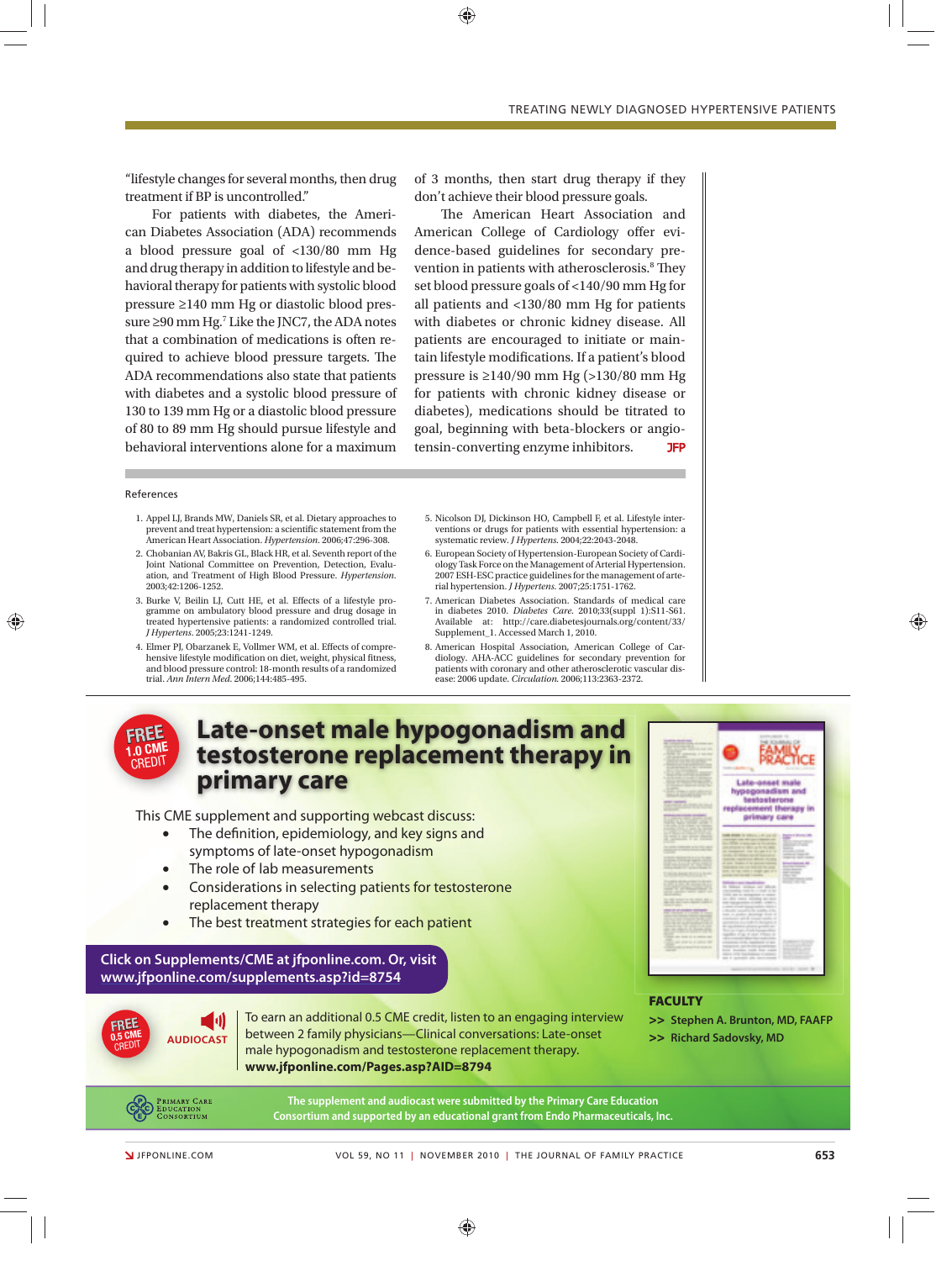"lifestyle changes for several months, then drug treatment if BP is uncontrolled."

For patients with diabetes, the American Diabetes Association (ADA) recommends a blood pressure goal of <130/80 mm Hg and drug therapy in addition to lifestyle and behavioral therapy for patients with systolic blood pressure ≥140 mm Hg or diastolic blood pressure ≥90 mm Hg.[7] Like the JNC7, the ADA notes that a combination of medications is often required to achieve blood pressure targets. The ADA recommendations also state that patients with diabetes and a systolic blood pressure of 130 to 139 mm Hg or a diastolic blood pressure of 80 to 89 mm Hg should pursue lifestyle and behavioral interventions alone for a maximum of 3 months, then start drug therapy if they don't achieve their blood pressure goals.

The American Heart Association and American College of Cardiology offer evidence-based guidelines for secondary prevention in patients with atherosclerosis.[8] They set blood pressure goals of <140/90 mm Hg for all patients and <130/80 mm Hg for patients with diabetes or chronic kidney disease. All patients are encouraged to initiate or maintain lifestyle modifications. If a patient's blood pressure is ≥140/90 mm Hg (>130/80 mm Hg for patients with chronic kidney disease or diabetes), medications should be titrated to goal, beginning with beta-blockers or angiotensin-converting enzyme inhibitors. JFP

## References

1. Appel LJ, Brands MW, Daniels SR, et al. Dietary approaches to prevent and treat hypertension: a scientific statement from the American Heart Association. *Hypertension*. 2006;47:296-308.
2. Chobanian AV, Bakris GL, Black HR, et al. Seventh report of the Joint National Committee on Prevention, Detection, Evaluation, and Treatment of High Blood Pressure. *Hypertension*. 2003;42:1206-1252.
3. Burke V, Beilin LJ, Cutt HE, et al. Effects of a lifestyle programme on ambulatory blood pressure and drug dosage in treated hypertensive patients: a randomized controlled trial. *J Hypertens*. 2005;23:1241-1249.
4. Elmer PJ, Obarzanek E, Vollmer WM, et al. Effects of comprehensive lifestyle modification on diet, weight, physical fitness, and blood pressure control: 18-month results of a randomized trial. *Ann Intern Med*. 2006;144:485-495.
5. Nicolson DJ, Dickinson HO, Campbell F, et al. Lifestyle interventions or drugs for patients with essential hypertension: a systematic review. *J Hypertens*. 2004;22:2043-2048.
6. European Society of Hypertension-European Society of Cardiology Task Force on the Management of Arterial Hypertension. 2007 ESH-ESC practice guidelines for the management of arterial hypertension. *J Hypertens*. 2007;25:1751-1762.
7. American Diabetes Association. Standards of medical care in diabetes 2010. *Diabetes Care*. 2010;33(suppl 1):S11-S61. Available at: http://care.diabetesjournals.org/content/33/Supplement_1. Accessed March 1, 2010.
8. American Hospital Association, American College of Cardiology. AHA-ACC guidelines for secondary prevention for patients with coronary and other atherosclerotic vascular disease: 2006 update. *Circulation*. 2006;113:2363-2372.

---

FREE 1.0 CME CREDIT

## Late-onset male hypogonadism and testosterone replacement therapy in primary care

This CME supplement and supporting webcast discuss:

- The definition, epidemiology, and key signs and symptoms of late-onset hypogonadism
- The role of lab measurements
- Considerations in selecting patients for testosterone replacement therapy
- The best treatment strategies for each patient

**Click on Supplements/CME at jfponline.com. Or, visit www.jfponline.com/supplements.asp?id=8754**

FREE 0.5 CME CREDIT — AUDIOCAST

To earn an additional 0.5 CME credit, listen to an engaging interview between 2 family physicians—Clinical conversations: Late-onset male hypogonadism and testosterone replacement therapy. **www.jfponline.com/Pages.asp?AID=8794**

**FACULTY**

>> Stephen A. Brunton, MD, FAAFP
>> Richard Sadovsky, MD

Primary Care Education Consortium

The supplement and audiocast were submitted by the Primary Care Education Consortium and supported by an educational grant from Endo Pharmaceuticals, Inc.